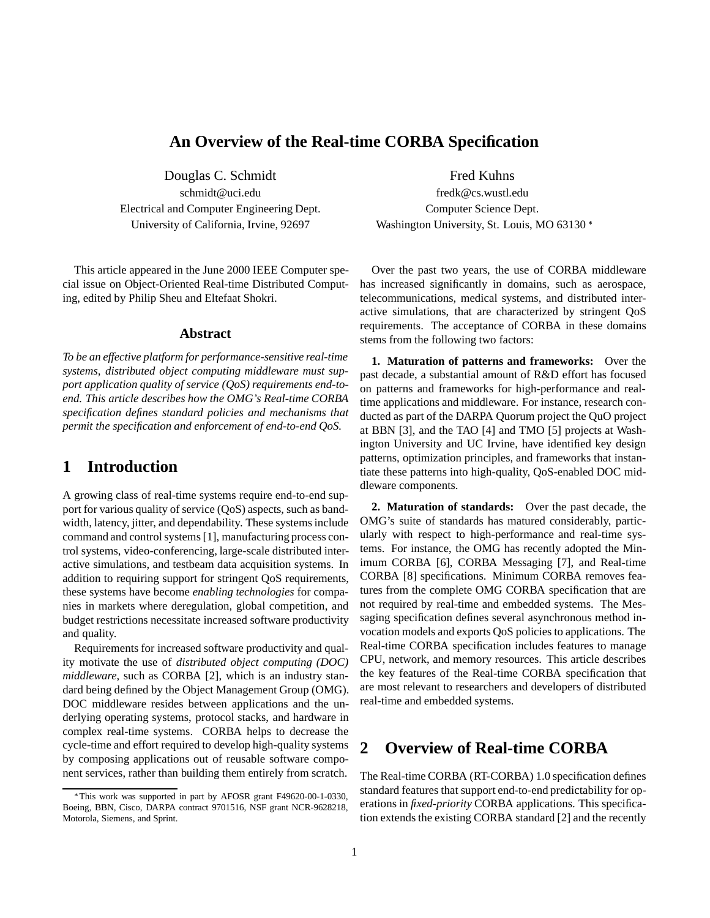# An Overview of the Real-time CORBA Specification

Douglas C. Schmidt
schmidt@uci.edu
Electrical and Computer Engineering Dept.
University of California, Irvine, 92697

Fred Kuhns
fredk@cs.wustl.edu
Computer Science Dept.
Washington University, St. Louis, MO 63130 *

This article appeared in the June 2000 IEEE Computer special issue on Object-Oriented Real-time Distributed Computing, edited by Philip Sheu and Eltefaat Shokri.

### Abstract

*To be an effective platform for performance-sensitive real-time systems, distributed object computing middleware must support application quality of service (QoS) requirements end-to-end. This article describes how the OMG's Real-time CORBA specification defines standard policies and mechanisms that permit the specification and enforcement of end-to-end QoS.*

## 1 Introduction

A growing class of real-time systems require end-to-end support for various quality of service (QoS) aspects, such as bandwidth, latency, jitter, and dependability. These systems include command and control systems [1], manufacturing process control systems, video-conferencing, large-scale distributed interactive simulations, and testbeam data acquisition systems. In addition to requiring support for stringent QoS requirements, these systems have become *enabling technologies* for companies in markets where deregulation, global competition, and budget restrictions necessitate increased software productivity and quality.

Requirements for increased software productivity and quality motivate the use of *distributed object computing (DOC) middleware*, such as CORBA [2], which is an industry standard being defined by the Object Management Group (OMG). DOC middleware resides between applications and the underlying operating systems, protocol stacks, and hardware in complex real-time systems. CORBA helps to decrease the cycle-time and effort required to develop high-quality systems by composing applications out of reusable software component services, rather than building them entirely from scratch.

*This work was supported in part by AFOSR grant F49620-00-1-0330, Boeing, BBN, Cisco, DARPA contract 9701516, NSF grant NCR-9628218, Motorola, Siemens, and Sprint.

Over the past two years, the use of CORBA middleware has increased significantly in domains, such as aerospace, telecommunications, medical systems, and distributed interactive simulations, that are characterized by stringent QoS requirements. The acceptance of CORBA in these domains stems from the following two factors:

**1. Maturation of patterns and frameworks:** Over the past decade, a substantial amount of R&D effort has focused on patterns and frameworks for high-performance and real-time applications and middleware. For instance, research conducted as part of the DARPA Quorum project the QuO project at BBN [3], and the TAO [4] and TMO [5] projects at Washington University and UC Irvine, have identified key design patterns, optimization principles, and frameworks that instantiate these patterns into high-quality, QoS-enabled DOC middleware components.

**2. Maturation of standards:** Over the past decade, the OMG's suite of standards has matured considerably, particularly with respect to high-performance and real-time systems. For instance, the OMG has recently adopted the Minimum CORBA [6], CORBA Messaging [7], and Real-time CORBA [8] specifications. Minimum CORBA removes features from the complete OMG CORBA specification that are not required by real-time and embedded systems. The Messaging specification defines several asynchronous method invocation models and exports QoS policies to applications. The Real-time CORBA specification includes features to manage CPU, network, and memory resources. This article describes the key features of the Real-time CORBA specification that are most relevant to researchers and developers of distributed real-time and embedded systems.

## 2 Overview of Real-time CORBA

The Real-time CORBA (RT-CORBA) 1.0 specification defines standard features that support end-to-end predictability for operations in *fixed-priority* CORBA applications. This specification extends the existing CORBA standard [2] and the recently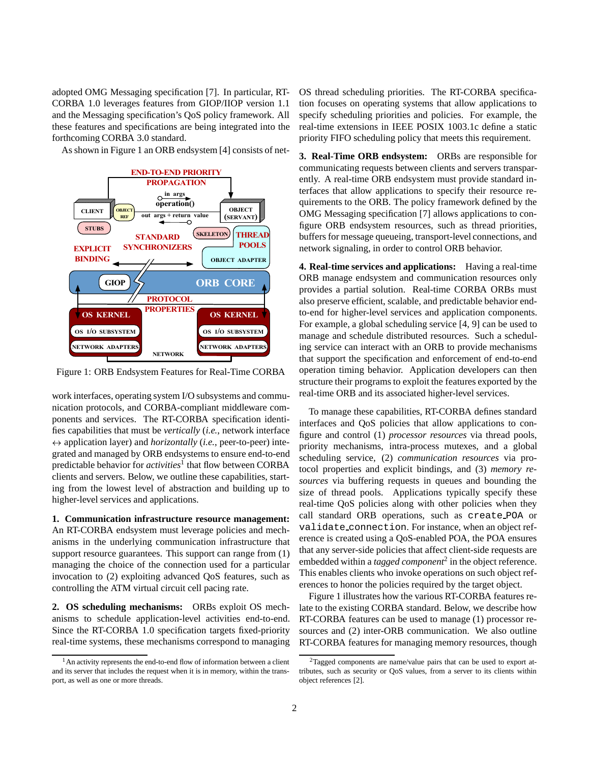adopted OMG Messaging specification [7]. In particular, RT-CORBA 1.0 leverages features from GIOP/IIOP version 1.1 and the Messaging specification's QoS policy framework. All these features and specifications are being integrated into the forthcoming CORBA 3.0 standard.

As shown in Figure 1 an ORB endsystem [4] consists of network interfaces, operating system I/O subsystems and communication protocols, and CORBA-compliant middleware components and services. The RT-CORBA specification identifies capabilities that must be *vertically* (*i.e.*, network interface ↔ application layer) and *horizontally* (*i.e.*, peer-to-peer) integrated and managed by ORB endsystems to ensure end-to-end predictable behavior for *activities*[1] that flow between CORBA clients and servers. Below, we outline these capabilities, starting from the lowest level of abstraction and building up to higher-level services and applications.

Figure 1: ORB Endsystem Features for Real-Time CORBA

**1. Communication infrastructure resource management:** An RT-CORBA endsystem must leverage policies and mechanisms in the underlying communication infrastructure that support resource guarantees. This support can range from (1) managing the choice of the connection used for a particular invocation to (2) exploiting advanced QoS features, such as controlling the ATM virtual circuit cell pacing rate.

**2. OS scheduling mechanisms:** ORBs exploit OS mechanisms to schedule application-level activities end-to-end. Since the RT-CORBA 1.0 specification targets fixed-priority real-time systems, these mechanisms correspond to managing OS thread scheduling priorities. The RT-CORBA specification focuses on operating systems that allow applications to specify scheduling priorities and policies. For example, the real-time extensions in IEEE POSIX 1003.1c define a static priority FIFO scheduling policy that meets this requirement.

**3. Real-Time ORB endsystem:** ORBs are responsible for communicating requests between clients and servers transparently. A real-time ORB endsystem must provide standard interfaces that allow applications to specify their resource requirements to the ORB. The policy framework defined by the OMG Messaging specification [7] allows applications to configure ORB endsystem resources, such as thread priorities, buffers for message queueing, transport-level connections, and network signaling, in order to control ORB behavior.

**4. Real-time services and applications:** Having a real-time ORB manage endsystem and communication resources only provides a partial solution. Real-time CORBA ORBs must also preserve efficient, scalable, and predictable behavior end-to-end for higher-level services and application components. For example, a global scheduling service [4, 9] can be used to manage and schedule distributed resources. Such a scheduling service can interact with an ORB to provide mechanisms that support the specification and enforcement of end-to-end operation timing behavior. Application developers can then structure their programs to exploit the features exported by the real-time ORB and its associated higher-level services.

To manage these capabilities, RT-CORBA defines standard interfaces and QoS policies that allow applications to configure and control (1) *processor resources* via thread pools, priority mechanisms, intra-process mutexes, and a global scheduling service, (2) *communication resources* via protocol properties and explicit bindings, and (3) *memory resources* via buffering requests in queues and bounding the size of thread pools. Applications typically specify these real-time QoS policies along with other policies when they call standard ORB operations, such as `create_POA` or `validate_connection`. For instance, when an object reference is created using a QoS-enabled POA, the POA ensures that any server-side policies that affect client-side requests are embedded within a *tagged component*[2] in the object reference. This enables clients who invoke operations on such object references to honor the policies required by the target object.

Figure 1 illustrates how the various RT-CORBA features relate to the existing CORBA standard. Below, we describe how RT-CORBA features can be used to manage (1) processor resources and (2) inter-ORB communication. We also outline RT-CORBA features for managing memory resources, though

[1] An activity represents the end-to-end flow of information between a client and its server that includes the request when it is in memory, within the transport, as well as one or more threads.

[2] Tagged components are name/value pairs that can be used to export attributes, such as security or QoS values, from a server to its clients within object references [2].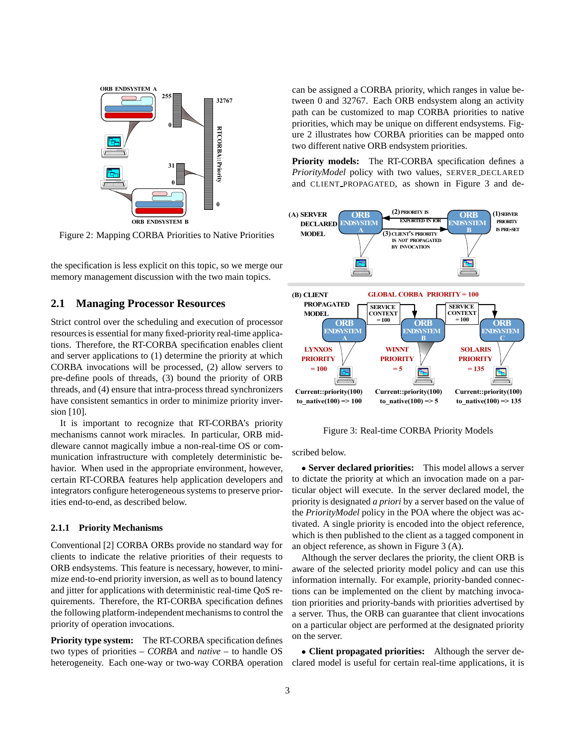Figure 2: Mapping CORBA Priorities to Native Priorities

the specification is less explicit on this topic, so we merge our memory management discussion with the two main topics.

## 2.1 Managing Processor Resources

Strict control over the scheduling and execution of processor resources is essential for many fixed-priority real-time applications. Therefore, the RT-CORBA specification enables client and server applications to (1) determine the priority at which CORBA invocations will be processed, (2) allow servers to pre-define pools of threads, (3) bound the priority of ORB threads, and (4) ensure that intra-process thread synchronizers have consistent semantics in order to minimize priority inversion [10].

It is important to recognize that RT-CORBA's priority mechanisms cannot work miracles. In particular, ORB middleware cannot magically imbue a non-real-time OS or communication infrastructure with completely deterministic behavior. When used in the appropriate environment, however, certain RT-CORBA features help application developers and integrators configure heterogeneous systems to preserve priorities end-to-end, as described below.

### 2.1.1 Priority Mechanisms

Conventional [2] CORBA ORBs provide no standard way for clients to indicate the relative priorities of their requests to ORB endsystems. This feature is necessary, however, to minimize end-to-end priority inversion, as well as to bound latency and jitter for applications with deterministic real-time QoS requirements. Therefore, the RT-CORBA specification defines the following platform-independent mechanisms to control the priority of operation invocations.

**Priority type system:** The RT-CORBA specification defines two types of priorities – *CORBA* and *native* – to handle OS heterogeneity. Each one-way or two-way CORBA operation can be assigned a CORBA priority, which ranges in value between 0 and 32767. Each ORB endsystem along an activity path can be customized to map CORBA priorities to native priorities, which may be unique on different endsystems. Figure 2 illustrates how CORBA priorities can be mapped onto two different native ORB endsystem priorities.

**Priority models:** The RT-CORBA specification defines a *PriorityModel* policy with two values, SERVER_DECLARED and CLIENT_PROPAGATED, as shown in Figure 3 and described below.

Figure 3: Real-time CORBA Priority Models

• **Server declared priorities:** This model allows a server to dictate the priority at which an invocation made on a particular object will execute. In the server declared model, the priority is designated *a priori* by a server based on the value of the *PriorityModel* policy in the POA where the object was activated. A single priority is encoded into the object reference, which is then published to the client as a tagged component in an object reference, as shown in Figure 3 (A).

Although the server declares the priority, the client ORB is aware of the selected priority model policy and can use this information internally. For example, priority-banded connections can be implemented on the client by matching invocation priorities and priority-bands with priorities advertised by a server. Thus, the ORB can guarantee that client invocations on a particular object are performed at the designated priority on the server.

• **Client propagated priorities:** Although the server declared model is useful for certain real-time applications, it is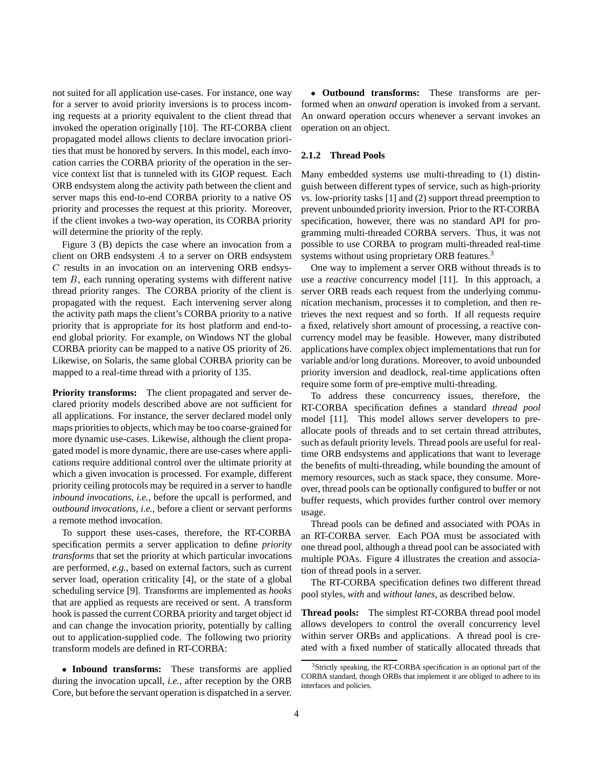not suited for all application use-cases. For instance, one way for a server to avoid priority inversions is to process incoming requests at a priority equivalent to the client thread that invoked the operation originally [10]. The RT-CORBA client propagated model allows clients to declare invocation priorities that must be honored by servers. In this model, each invocation carries the CORBA priority of the operation in the service context list that is tunneled with its GIOP request. Each ORB endsystem along the activity path between the client and server maps this end-to-end CORBA priority to a native OS priority and processes the request at this priority. Moreover, if the client invokes a two-way operation, its CORBA priority will determine the priority of the reply.

Figure 3 (B) depicts the case where an invocation from a client on ORB endsystem $A$ to a server on ORB endsystem $C$ results in an invocation on an intervening ORB endsystem $B$, each running operating systems with different native thread priority ranges. The CORBA priority of the client is propagated with the request. Each intervening server along the activity path maps the client's CORBA priority to a native priority that is appropriate for its host platform and end-to-end global priority. For example, on Windows NT the global CORBA priority can be mapped to a native OS priority of 26. Likewise, on Solaris, the same global CORBA priority can be mapped to a real-time thread with a priority of 135.

**Priority transforms:** The client propagated and server declared priority models described above are not sufficient for all applications. For instance, the server declared model only maps priorities to objects, which may be too coarse-grained for more dynamic use-cases. Likewise, although the client propagated model is more dynamic, there are use-cases where applications require additional control over the ultimate priority at which a given invocation is processed. For example, different priority ceiling protocols may be required in a server to handle *inbound invocations*, *i.e.*, before the upcall is performed, and *outbound invocations*, *i.e.*, before a client or servant performs a remote method invocation.

To support these uses-cases, therefore, the RT-CORBA specification permits a server application to define *priority transforms* that set the priority at which particular invocations are performed, *e.g.*, based on external factors, such as current server load, operation criticality [4], or the state of a global scheduling service [9]. Transforms are implemented as *hooks* that are applied as requests are received or sent. A transform hook is passed the current CORBA priority and target object id and can change the invocation priority, potentially by calling out to application-supplied code. The following two priority transform models are defined in RT-CORBA:

- **Inbound transforms:** These transforms are applied during the invocation upcall, *i.e.*, after reception by the ORB Core, but before the servant operation is dispatched in a server.
- **Outbound transforms:** These transforms are performed when an *onward* operation is invoked from a servant. An onward operation occurs whenever a servant invokes an operation on an object.

#### 2.1.2 Thread Pools

Many embedded systems use multi-threading to (1) distinguish between different types of service, such as high-priority vs. low-priority tasks [1] and (2) support thread preemption to prevent unbounded priority inversion. Prior to the RT-CORBA specification, however, there was no standard API for programming multi-threaded CORBA servers. Thus, it was not possible to use CORBA to program multi-threaded real-time systems without using proprietary ORB features.[3]

One way to implement a server ORB without threads is to use a *reactive* concurrency model [11]. In this approach, a server ORB reads each request from the underlying communication mechanism, processes it to completion, and then retrieves the next request and so forth. If all requests require a fixed, relatively short amount of processing, a reactive concurrency model may be feasible. However, many distributed applications have complex object implementations that run for variable and/or long durations. Moreover, to avoid unbounded priority inversion and deadlock, real-time applications often require some form of pre-emptive multi-threading.

To address these concurrency issues, therefore, the RT-CORBA specification defines a standard *thread pool* model [11]. This model allows server developers to pre-allocate pools of threads and to set certain thread attributes, such as default priority levels. Thread pools are useful for real-time ORB endsystems and applications that want to leverage the benefits of multi-threading, while bounding the amount of memory resources, such as stack space, they consume. Moreover, thread pools can be optionally configured to buffer or not buffer requests, which provides further control over memory usage.

Thread pools can be defined and associated with POAs in an RT-CORBA server. Each POA must be associated with one thread pool, although a thread pool can be associated with multiple POAs. Figure 4 illustrates the creation and association of thread pools in a server.

The RT-CORBA specification defines two different thread pool styles, *with* and *without lanes*, as described below.

**Thread pools:** The simplest RT-CORBA thread pool model allows developers to control the overall concurrency level within server ORBs and applications. A thread pool is created with a fixed number of statically allocated threads that

[3] Strictly speaking, the RT-CORBA specification is an optional part of the CORBA standard, though ORBs that implement it are obliged to adhere to its interfaces and policies.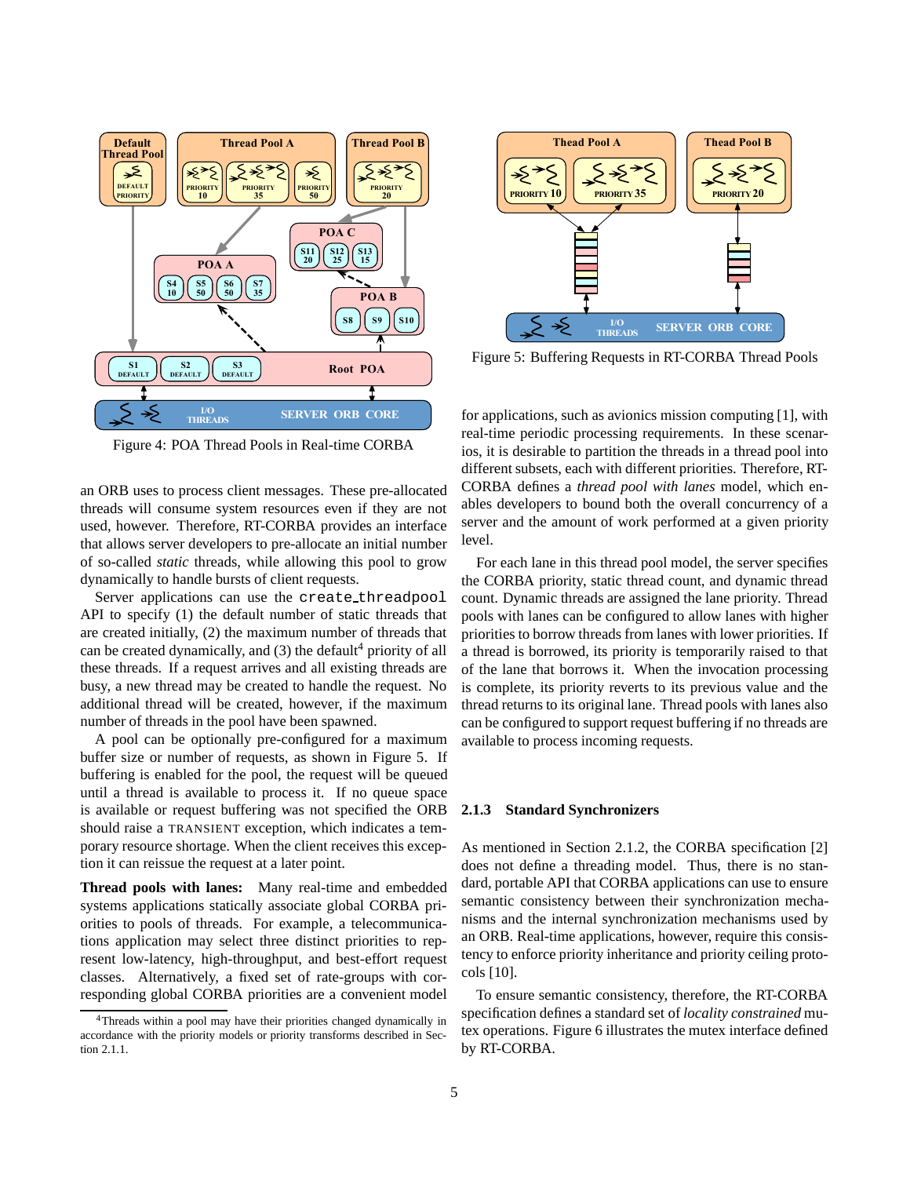Figure 4: POA Thread Pools in Real-time CORBA

Figure 5: Buffering Requests in RT-CORBA Thread Pools

an ORB uses to process client messages. These pre-allocated threads will consume system resources even if they are not used, however. Therefore, RT-CORBA provides an interface that allows server developers to pre-allocate an initial number of so-called *static* threads, while allowing this pool to grow dynamically to handle bursts of client requests.

Server applications can use the `create_threadpool` API to specify (1) the default number of static threads that are created initially, (2) the maximum number of threads that can be created dynamically, and (3) the default[4] priority of all these threads. If a request arrives and all existing threads are busy, a new thread may be created to handle the request. No additional thread will be created, however, if the maximum number of threads in the pool have been spawned.

A pool can be optionally pre-configured for a maximum buffer size or number of requests, as shown in Figure 5. If buffering is enabled for the pool, the request will be queued until a thread is available to process it. If no queue space is available or request buffering was not specified the ORB should raise a TRANSIENT exception, which indicates a temporary resource shortage. When the client receives this exception it can reissue the request at a later point.

**Thread pools with lanes:** Many real-time and embedded systems applications statically associate global CORBA priorities to pools of threads. For example, a telecommunications application may select three distinct priorities to represent low-latency, high-throughput, and best-effort request classes. Alternatively, a fixed set of rate-groups with corresponding global CORBA priorities are a convenient model for applications, such as avionics mission computing [1], with real-time periodic processing requirements. In these scenarios, it is desirable to partition the threads in a thread pool into different subsets, each with different priorities. Therefore, RT-CORBA defines a *thread pool with lanes* model, which enables developers to bound both the overall concurrency of a server and the amount of work performed at a given priority level.

For each lane in this thread pool model, the server specifies the CORBA priority, static thread count, and dynamic thread count. Dynamic threads are assigned the lane priority. Thread pools with lanes can be configured to allow lanes with higher priorities to borrow threads from lanes with lower priorities. If a thread is borrowed, its priority is temporarily raised to that of the lane that borrows it. When the invocation processing is complete, its priority reverts to its previous value and the thread returns to its original lane. Thread pools with lanes also can be configured to support request buffering if no threads are available to process incoming requests.

### 2.1.3 Standard Synchronizers

As mentioned in Section 2.1.2, the CORBA specification [2] does not define a threading model. Thus, there is no standard, portable API that CORBA applications can use to ensure semantic consistency between their synchronization mechanisms and the internal synchronization mechanisms used by an ORB. Real-time applications, however, require this consistency to enforce priority inheritance and priority ceiling protocols [10].

To ensure semantic consistency, therefore, the RT-CORBA specification defines a standard set of *locality constrained* mutex operations. Figure 6 illustrates the mutex interface defined by RT-CORBA.

[4] Threads within a pool may have their priorities changed dynamically in accordance with the priority models or priority transforms described in Section 2.1.1.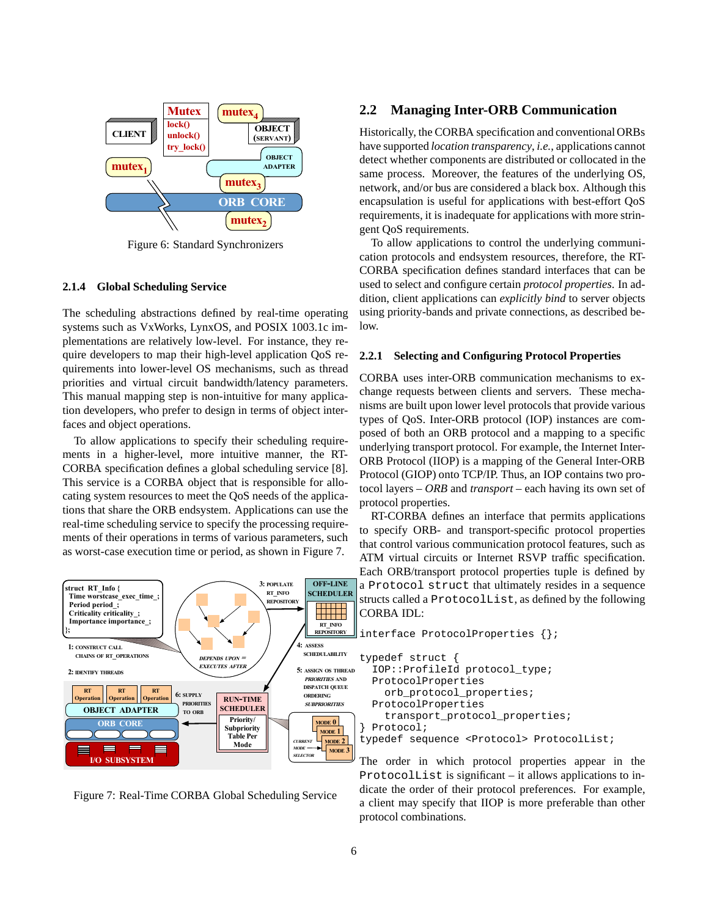Figure 6: Standard Synchronizers

### 2.1.4 Global Scheduling Service

The scheduling abstractions defined by real-time operating systems such as VxWorks, LynxOS, and POSIX 1003.1c implementations are relatively low-level. For instance, they require developers to map their high-level application QoS requirements into lower-level OS mechanisms, such as thread priorities and virtual circuit bandwidth/latency parameters. This manual mapping step is non-intuitive for many application developers, who prefer to design in terms of object interfaces and object operations.

To allow applications to specify their scheduling requirements in a higher-level, more intuitive manner, the RT-CORBA specification defines a global scheduling service [8]. This service is a CORBA object that is responsible for allocating system resources to meet the QoS needs of the applications that share the ORB endsystem. Applications can use the real-time scheduling service to specify the processing requirements of their operations in terms of various parameters, such as worst-case execution time or period, as shown in Figure 7.

Figure 7: Real-Time CORBA Global Scheduling Service

## 2.2 Managing Inter-ORB Communication

Historically, the CORBA specification and conventional ORBs have supported *location transparency*, *i.e.*, applications cannot detect whether components are distributed or collocated in the same process. Moreover, the features of the underlying OS, network, and/or bus are considered a black box. Although this encapsulation is useful for applications with best-effort QoS requirements, it is inadequate for applications with more stringent QoS requirements.

To allow applications to control the underlying communication protocols and endsystem resources, therefore, the RT-CORBA specification defines standard interfaces that can be used to select and configure certain *protocol properties*. In addition, client applications can *explicitly bind* to server objects using priority-bands and private connections, as described below.

### 2.2.1 Selecting and Configuring Protocol Properties

CORBA uses inter-ORB communication mechanisms to exchange requests between clients and servers. These mechanisms are built upon lower level protocols that provide various types of QoS. Inter-ORB protocol (IOP) instances are composed of both an ORB protocol and a mapping to a specific underlying transport protocol. For example, the Internet Inter-ORB Protocol (IIOP) is a mapping of the General Inter-ORB Protocol (GIOP) onto TCP/IP. Thus, an IOP contains two protocol layers – *ORB* and *transport* – each having its own set of protocol properties.

RT-CORBA defines an interface that permits applications to specify ORB- and transport-specific protocol properties that control various communication protocol features, such as ATM virtual circuits or Internet RSVP traffic specification. Each ORB/transport protocol properties tuple is defined by a `Protocol struct` that ultimately resides in a sequence structs called a `ProtocolList`, as defined by the following CORBA IDL:

```
interface ProtocolProperties {};

typedef struct {
  IOP::ProfileId protocol_type;
  ProtocolProperties
    orb_protocol_properties;
  ProtocolProperties
    transport_protocol_properties;
} Protocol;
typedef sequence <Protocol> ProtocolList;
```

The order in which protocol properties appear in the `ProtocolList` is significant – it allows applications to indicate the order of their protocol preferences. For example, a client may specify that IIOP is more preferable than other protocol combinations.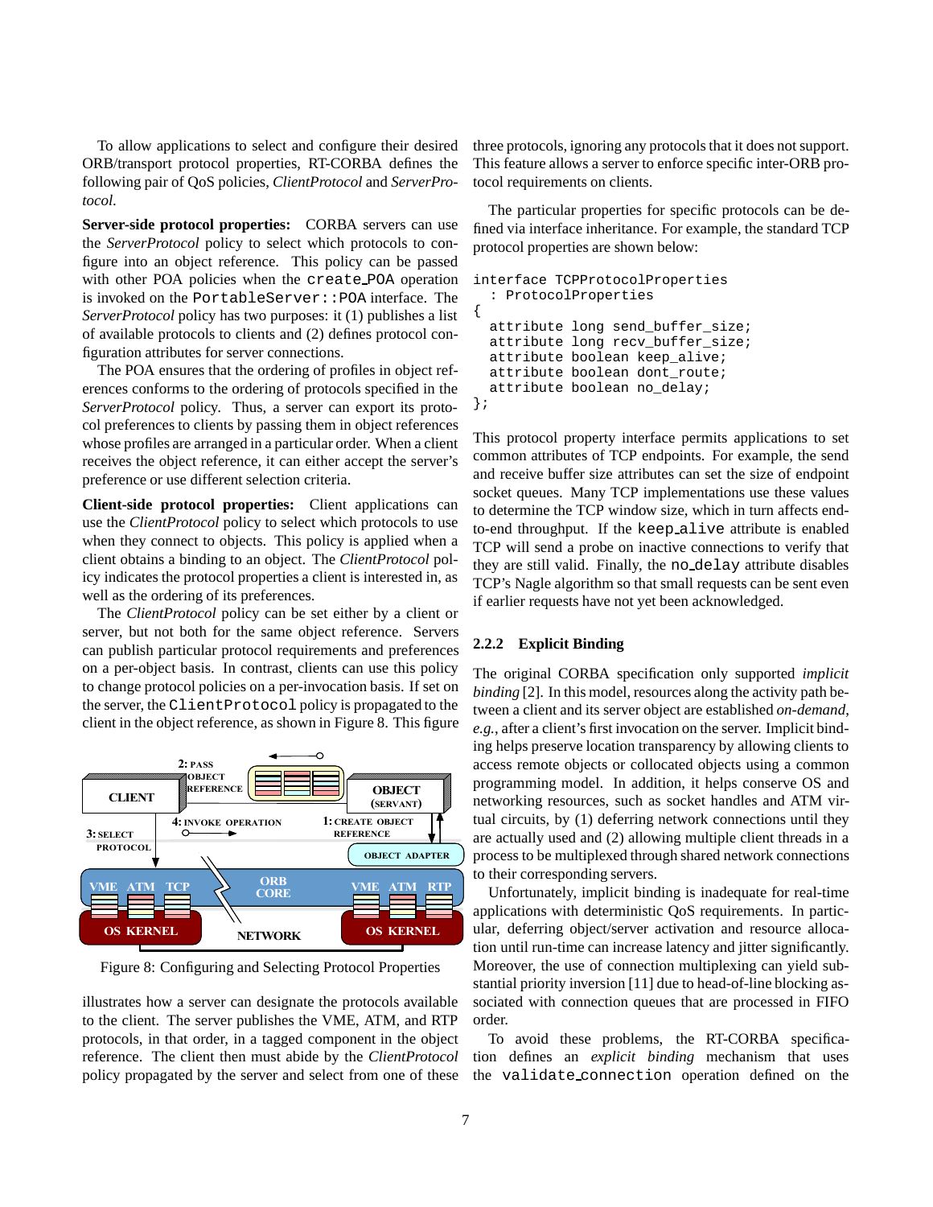To allow applications to select and configure their desired ORB/transport protocol properties, RT-CORBA defines the following pair of QoS policies, *ClientProtocol* and *ServerProtocol*.

**Server-side protocol properties:** CORBA servers can use the *ServerProtocol* policy to select which protocols to configure into an object reference. This policy can be passed with other POA policies when the `create_POA` operation is invoked on the `PortableServer::POA` interface. The *ServerProtocol* policy has two purposes: it (1) publishes a list of available protocols to clients and (2) defines protocol configuration attributes for server connections.

The POA ensures that the ordering of profiles in object references conforms to the ordering of protocols specified in the *ServerProtocol* policy. Thus, a server can export its protocol preferences to clients by passing them in object references whose profiles are arranged in a particular order. When a client receives the object reference, it can either accept the server's preference or use different selection criteria.

**Client-side protocol properties:** Client applications can use the *ClientProtocol* policy to select which protocols to use when they connect to objects. This policy is applied when a client obtains a binding to an object. The *ClientProtocol* policy indicates the protocol properties a client is interested in, as well as the ordering of its preferences.

The *ClientProtocol* policy can be set either by a client or server, but not both for the same object reference. Servers can publish particular protocol requirements and preferences on a per-object basis. In contrast, clients can use this policy to change protocol policies on a per-invocation basis. If set on the server, the `ClientProtocol` policy is propagated to the client in the object reference, as shown in Figure 8. This figure illustrates how a server can designate the protocols available to the client. The server publishes the VME, ATM, and RTP protocols, in that order, in a tagged component in the object reference. The client then must abide by the *ClientProtocol* policy propagated by the server and select from one of these three protocols, ignoring any protocols that it does not support. This feature allows a server to enforce specific inter-ORB protocol requirements on clients.

Figure 8: Configuring and Selecting Protocol Properties

The particular properties for specific protocols can be defined via interface inheritance. For example, the standard TCP protocol properties are shown below:

```
interface TCPProtocolProperties
  : ProtocolProperties
{
  attribute long send_buffer_size;
  attribute long recv_buffer_size;
  attribute boolean keep_alive;
  attribute boolean dont_route;
  attribute boolean no_delay;
};
```

This protocol property interface permits applications to set common attributes of TCP endpoints. For example, the send and receive buffer size attributes can set the size of endpoint socket queues. Many TCP implementations use these values to determine the TCP window size, which in turn affects end-to-end throughput. If the `keep_alive` attribute is enabled TCP will send a probe on inactive connections to verify that they are still valid. Finally, the `no_delay` attribute disables TCP's Nagle algorithm so that small requests can be sent even if earlier requests have not yet been acknowledged.

### 2.2.2 Explicit Binding

The original CORBA specification only supported *implicit binding* [2]. In this model, resources along the activity path between a client and its server object are established *on-demand*, *e.g.*, after a client's first invocation on the server. Implicit binding helps preserve location transparency by allowing clients to access remote objects or collocated objects using a common programming model. In addition, it helps conserve OS and networking resources, such as socket handles and ATM virtual circuits, by (1) deferring network connections until they are actually used and (2) allowing multiple client threads in a process to be multiplexed through shared network connections to their corresponding servers.

Unfortunately, implicit binding is inadequate for real-time applications with deterministic QoS requirements. In particular, deferring object/server activation and resource allocation until run-time can increase latency and jitter significantly. Moreover, the use of connection multiplexing can yield substantial priority inversion [11] due to head-of-line blocking associated with connection queues that are processed in FIFO order.

To avoid these problems, the RT-CORBA specification defines an *explicit binding* mechanism that uses the `validate_connection` operation defined on the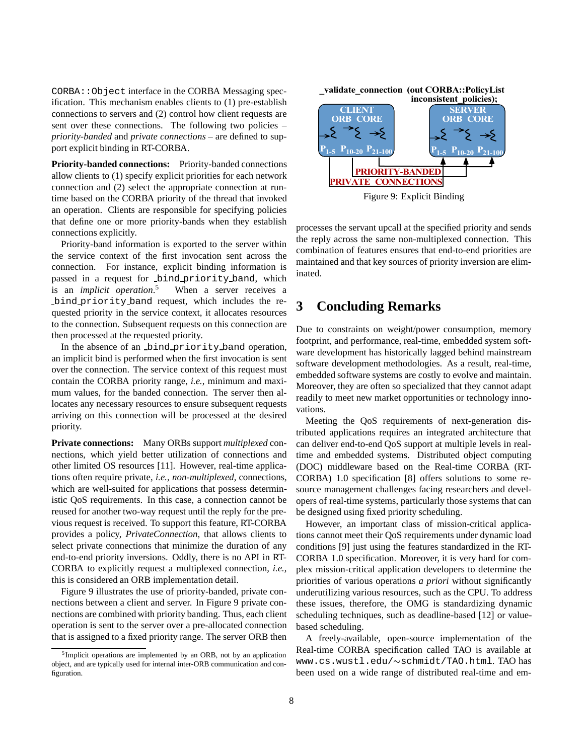CORBA::Object interface in the CORBA Messaging specification. This mechanism enables clients to (1) pre-establish connections to servers and (2) control how client requests are sent over these connections. The following two policies – *priority-banded* and *private connections* – are defined to support explicit binding in RT-CORBA.

**Priority-banded connections:** Priority-banded connections allow clients to (1) specify explicit priorities for each network connection and (2) select the appropriate connection at run-time based on the CORBA priority of the thread that invoked an operation. Clients are responsible for specifying policies that define one or more priority-bands when they establish connections explicitly.

Priority-band information is exported to the server within the service context of the first invocation sent across the connection. For instance, explicit binding information is passed in a request for _bind_priority_band, which is an *implicit operation*.[5] When a server receives a _bind_priority_band request, which includes the requested priority in the service context, it allocates resources to the connection. Subsequent requests on this connection are then processed at the requested priority.

In the absence of an _bind_priority_band operation, an implicit bind is performed when the first invocation is sent over the connection. The service context of this request must contain the CORBA priority range, *i.e.*, minimum and maximum values, for the banded connection. The server then allocates any necessary resources to ensure subsequent requests arriving on this connection will be processed at the desired priority.

**Private connections:** Many ORBs support *multiplexed* connections, which yield better utilization of connections and other limited OS resources [11]. However, real-time applications often require private, *i.e.*, *non-multiplexed*, connections, which are well-suited for applications that possess deterministic QoS requirements. In this case, a connection cannot be reused for another two-way request until the reply for the previous request is received. To support this feature, RT-CORBA provides a policy, *PrivateConnection*, that allows clients to select private connections that minimize the duration of any end-to-end priority inversions. Oddly, there is no API in RT-CORBA to explicitly request a multiplexed connection, *i.e.*, this is considered an ORB implementation detail.

Figure 9 illustrates the use of priority-banded, private connections between a client and server. In Figure 9 private connections are combined with priority banding. Thus, each client operation is sent to the server over a pre-allocated connection that is assigned to a fixed priority range. The server ORB then processes the servant upcall at the specified priority and sends the reply across the same non-multiplexed connection. This combination of features ensures that end-to-end priorities are maintained and that key sources of priority inversion are eliminated.

[5] Implicit operations are implemented by an ORB, not by an application object, and are typically used for internal inter-ORB communication and configuration.

_validate_connection (out CORBA::PolicyList inconsistent_policies);

Figure 9: Explicit Binding

# 3 Concluding Remarks

Due to constraints on weight/power consumption, memory footprint, and performance, real-time, embedded system software development has historically lagged behind mainstream software development methodologies. As a result, real-time, embedded software systems are costly to evolve and maintain. Moreover, they are often so specialized that they cannot adapt readily to meet new market opportunities or technology innovations.

Meeting the QoS requirements of next-generation distributed applications requires an integrated architecture that can deliver end-to-end QoS support at multiple levels in real-time and embedded systems. Distributed object computing (DOC) middleware based on the Real-time CORBA (RT-CORBA) 1.0 specification [8] offers solutions to some resource management challenges facing researchers and developers of real-time systems, particularly those systems that can be designed using fixed priority scheduling.

However, an important class of mission-critical applications cannot meet their QoS requirements under dynamic load conditions [9] just using the features standardized in the RT-CORBA 1.0 specification. Moreover, it is very hard for complex mission-critical application developers to determine the priorities of various operations *a priori* without significantly underutilizing various resources, such as the CPU. To address these issues, therefore, the OMG is standardizing dynamic scheduling techniques, such as deadline-based [12] or value-based scheduling.

A freely-available, open-source implementation of the Real-time CORBA specification called TAO is available at www.cs.wustl.edu/~schmidt/TAO.html. TAO has been used on a wide range of distributed real-time and em-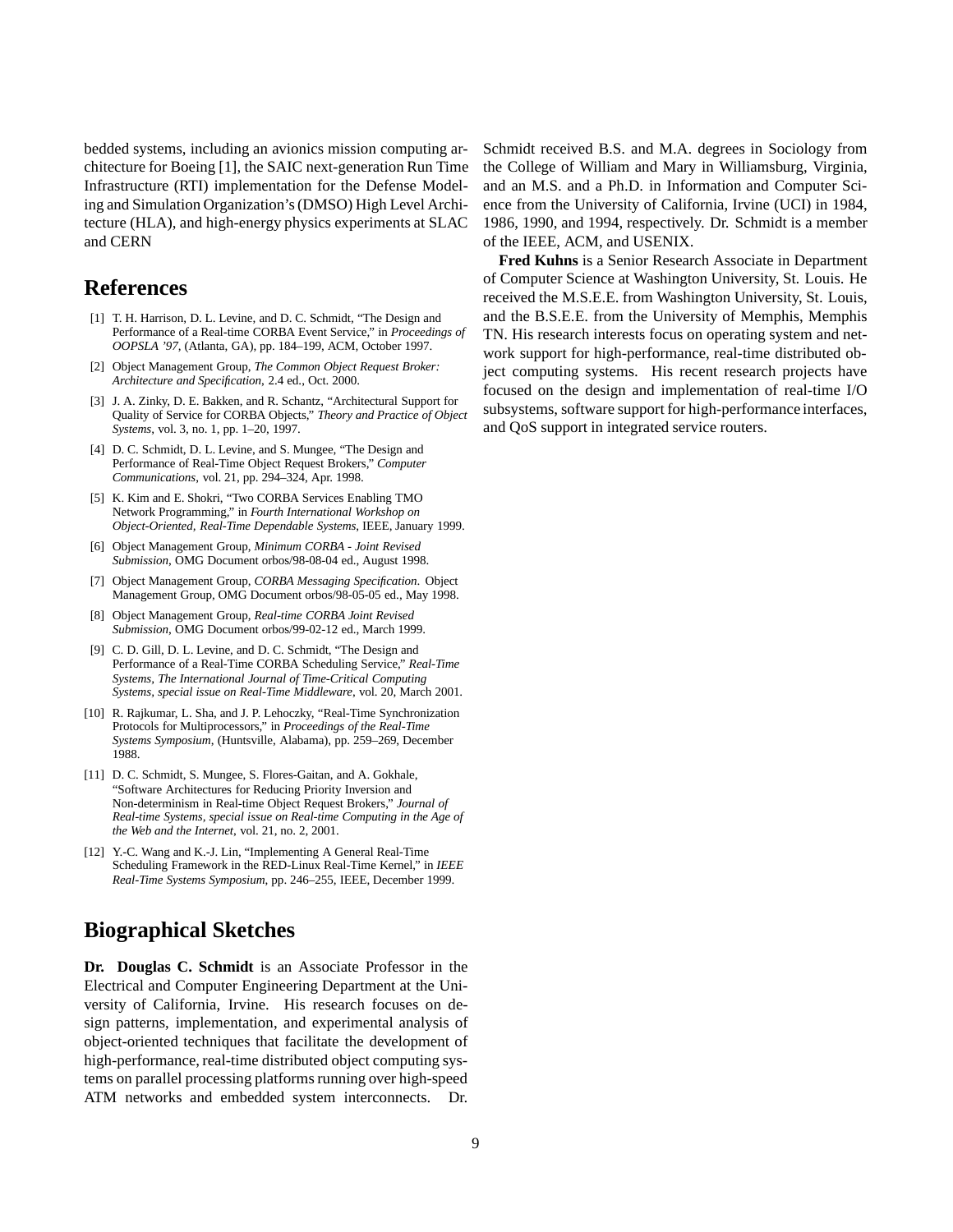bedded systems, including an avionics mission computing architecture for Boeing [1], the SAIC next-generation Run Time Infrastructure (RTI) implementation for the Defense Modeling and Simulation Organization's (DMSO) High Level Architecture (HLA), and high-energy physics experiments at SLAC and CERN

## References

[1] T. H. Harrison, D. L. Levine, and D. C. Schmidt, "The Design and Performance of a Real-time CORBA Event Service," in *Proceedings of OOPSLA '97*, (Atlanta, GA), pp. 184–199, ACM, October 1997.

[2] Object Management Group, *The Common Object Request Broker: Architecture and Specification*, 2.4 ed., Oct. 2000.

[3] J. A. Zinky, D. E. Bakken, and R. Schantz, "Architectural Support for Quality of Service for CORBA Objects," *Theory and Practice of Object Systems*, vol. 3, no. 1, pp. 1–20, 1997.

[4] D. C. Schmidt, D. L. Levine, and S. Mungee, "The Design and Performance of Real-Time Object Request Brokers," *Computer Communications*, vol. 21, pp. 294–324, Apr. 1998.

[5] K. Kim and E. Shokri, "Two CORBA Services Enabling TMO Network Programming," in *Fourth International Workshop on Object-Oriented, Real-Time Dependable Systems*, IEEE, January 1999.

[6] Object Management Group, *Minimum CORBA - Joint Revised Submission*, OMG Document orbos/98-08-04 ed., August 1998.

[7] Object Management Group, *CORBA Messaging Specification*. Object Management Group, OMG Document orbos/98-05-05 ed., May 1998.

[8] Object Management Group, *Real-time CORBA Joint Revised Submission*, OMG Document orbos/99-02-12 ed., March 1999.

[9] C. D. Gill, D. L. Levine, and D. C. Schmidt, "The Design and Performance of a Real-Time CORBA Scheduling Service," *Real-Time Systems, The International Journal of Time-Critical Computing Systems, special issue on Real-Time Middleware*, vol. 20, March 2001.

[10] R. Rajkumar, L. Sha, and J. P. Lehoczky, "Real-Time Synchronization Protocols for Multiprocessors," in *Proceedings of the Real-Time Systems Symposium*, (Huntsville, Alabama), pp. 259–269, December 1988.

[11] D. C. Schmidt, S. Mungee, S. Flores-Gaitan, and A. Gokhale, "Software Architectures for Reducing Priority Inversion and Non-determinism in Real-time Object Request Brokers," *Journal of Real-time Systems, special issue on Real-time Computing in the Age of the Web and the Internet*, vol. 21, no. 2, 2001.

[12] Y.-C. Wang and K.-J. Lin, "Implementing A General Real-Time Scheduling Framework in the RED-Linux Real-Time Kernel," in *IEEE Real-Time Systems Symposium*, pp. 246–255, IEEE, December 1999.

## Biographical Sketches

**Dr. Douglas C. Schmidt** is an Associate Professor in the Electrical and Computer Engineering Department at the University of California, Irvine. His research focuses on design patterns, implementation, and experimental analysis of object-oriented techniques that facilitate the development of high-performance, real-time distributed object computing systems on parallel processing platforms running over high-speed ATM networks and embedded system interconnects. Dr. Schmidt received B.S. and M.A. degrees in Sociology from the College of William and Mary in Williamsburg, Virginia, and an M.S. and a Ph.D. in Information and Computer Science from the University of California, Irvine (UCI) in 1984, 1986, 1990, and 1994, respectively. Dr. Schmidt is a member of the IEEE, ACM, and USENIX.

**Fred Kuhns** is a Senior Research Associate in Department of Computer Science at Washington University, St. Louis. He received the M.S.E.E. from Washington University, St. Louis, and the B.S.E.E. from the University of Memphis, Memphis TN. His research interests focus on operating system and network support for high-performance, real-time distributed object computing systems. His recent research projects have focused on the design and implementation of real-time I/O subsystems, software support for high-performance interfaces, and QoS support in integrated service routers.